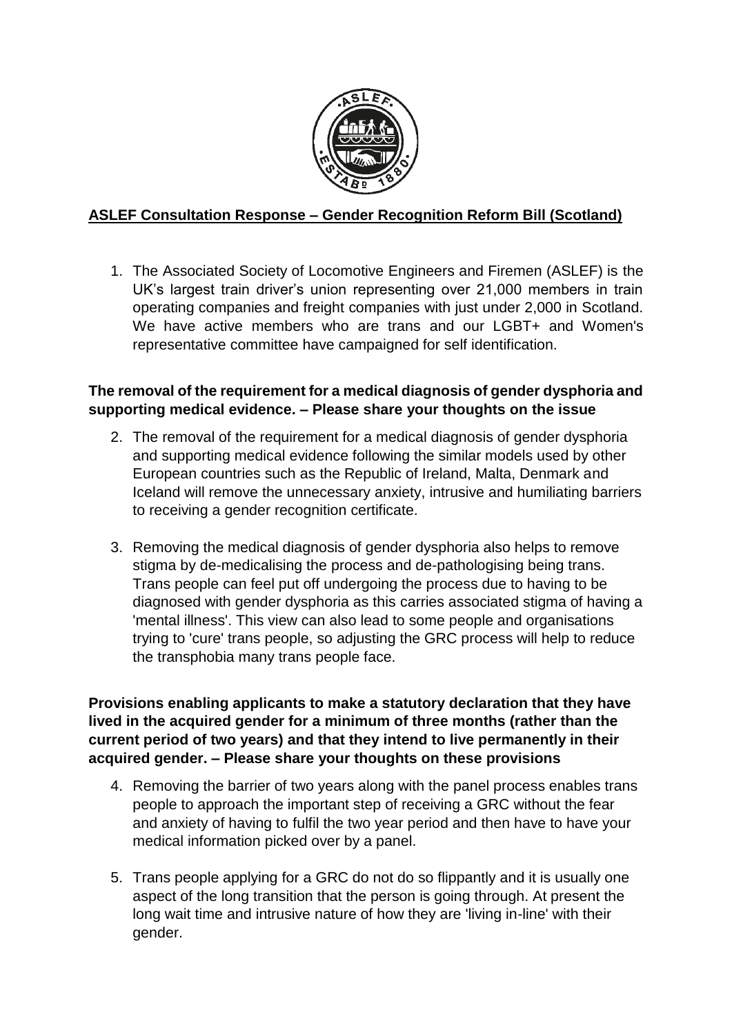## ASLEF Consultation Response – Gender Recognition Reform Bill (Scotland)

1. The Associated Society of Locomotive Engineers and Firemen (ASLEF) is the UK's largest train driver's union representing over 21,000 members in train operating companies and freight companies with just under 2,000 in Scotland. We have active members who are trans and our LGBT+ and Women's representative committee have campaigned for self identification.

**The removal of the requirement for a medical diagnosis of gender dysphoria and supporting medical evidence. – Please share your thoughts on the issue**

2. The removal of the requirement for a medical diagnosis of gender dysphoria and supporting medical evidence following the similar models used by other European countries such as the Republic of Ireland, Malta, Denmark and Iceland will remove the unnecessary anxiety, intrusive and humiliating barriers to receiving a gender recognition certificate.

3. Removing the medical diagnosis of gender dysphoria also helps to remove stigma by de-medicalising the process and de-pathologising being trans. Trans people can feel put off undergoing the process due to having to be diagnosed with gender dysphoria as this carries associated stigma of having a 'mental illness'. This view can also lead to some people and organisations trying to 'cure' trans people, so adjusting the GRC process will help to reduce the transphobia many trans people face.

**Provisions enabling applicants to make a statutory declaration that they have lived in the acquired gender for a minimum of three months (rather than the current period of two years) and that they intend to live permanently in their acquired gender. – Please share your thoughts on these provisions**

4. Removing the barrier of two years along with the panel process enables trans people to approach the important step of receiving a GRC without the fear and anxiety of having to fulfil the two year period and then have to have your medical information picked over by a panel.

5. Trans people applying for a GRC do not do so flippantly and it is usually one aspect of the long transition that the person is going through. At present the long wait time and intrusive nature of how they are 'living in-line' with their gender.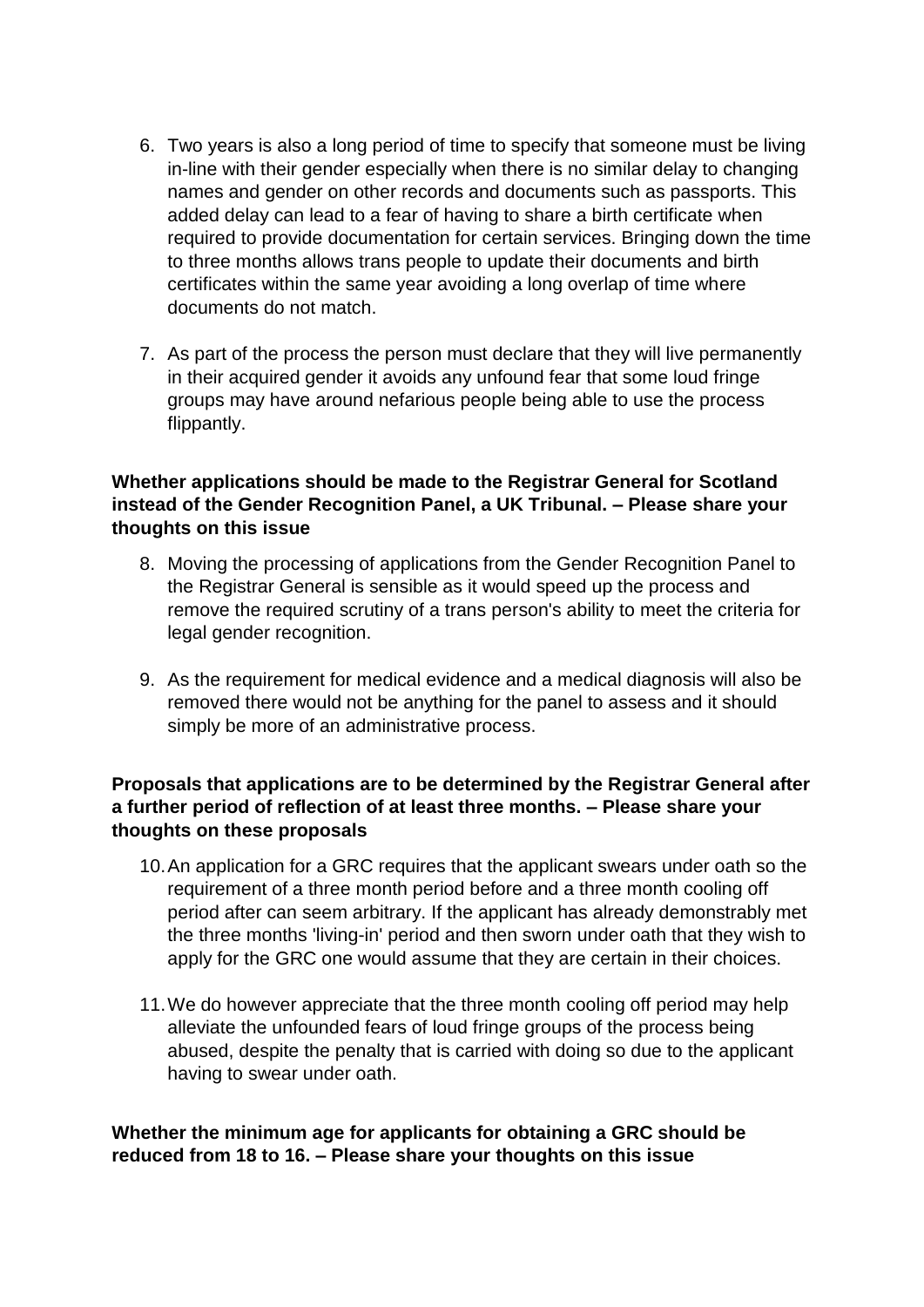6. Two years is also a long period of time to specify that someone must be living in-line with their gender especially when there is no similar delay to changing names and gender on other records and documents such as passports. This added delay can lead to a fear of having to share a birth certificate when required to provide documentation for certain services. Bringing down the time to three months allows trans people to update their documents and birth certificates within the same year avoiding a long overlap of time where documents do not match.

7. As part of the process the person must declare that they will live permanently in their acquired gender it avoids any unfound fear that some loud fringe groups may have around nefarious people being able to use the process flippantly.

**Whether applications should be made to the Registrar General for Scotland instead of the Gender Recognition Panel, a UK Tribunal. – Please share your thoughts on this issue**

8. Moving the processing of applications from the Gender Recognition Panel to the Registrar General is sensible as it would speed up the process and remove the required scrutiny of a trans person's ability to meet the criteria for legal gender recognition.

9. As the requirement for medical evidence and a medical diagnosis will also be removed there would not be anything for the panel to assess and it should simply be more of an administrative process.

**Proposals that applications are to be determined by the Registrar General after a further period of reflection of at least three months. – Please share your thoughts on these proposals**

10. An application for a GRC requires that the applicant swears under oath so the requirement of a three month period before and a three month cooling off period after can seem arbitrary. If the applicant has already demonstrably met the three months 'living-in' period and then sworn under oath that they wish to apply for the GRC one would assume that they are certain in their choices.

11. We do however appreciate that the three month cooling off period may help alleviate the unfounded fears of loud fringe groups of the process being abused, despite the penalty that is carried with doing so due to the applicant having to swear under oath.

**Whether the minimum age for applicants for obtaining a GRC should be reduced from 18 to 16. – Please share your thoughts on this issue**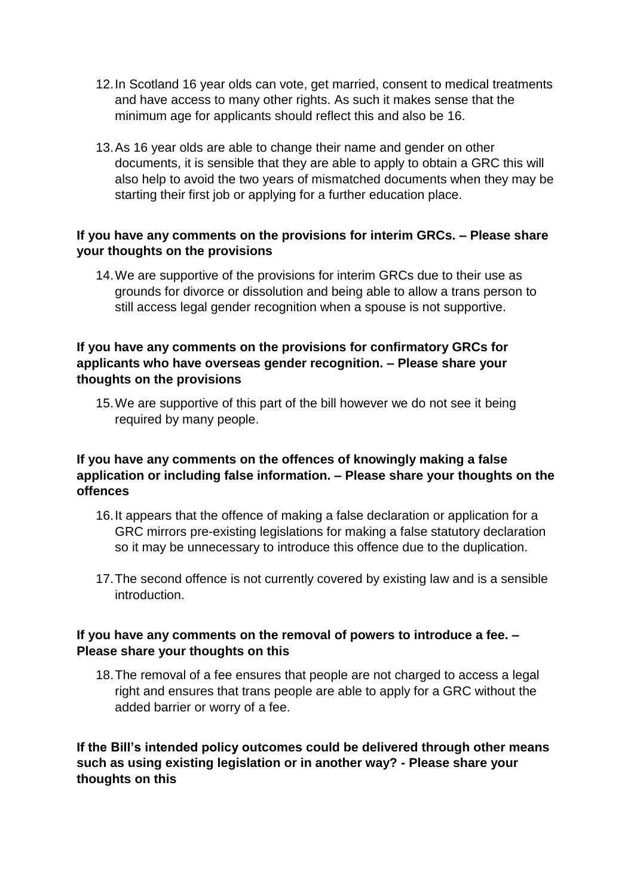12. In Scotland 16 year olds can vote, get married, consent to medical treatments and have access to many other rights. As such it makes sense that the minimum age for applicants should reflect this and also be 16.

13. As 16 year olds are able to change their name and gender on other documents, it is sensible that they are able to apply to obtain a GRC this will also help to avoid the two years of mismatched documents when they may be starting their first job or applying for a further education place.

**If you have any comments on the provisions for interim GRCs. – Please share your thoughts on the provisions**

14. We are supportive of the provisions for interim GRCs due to their use as grounds for divorce or dissolution and being able to allow a trans person to still access legal gender recognition when a spouse is not supportive.

**If you have any comments on the provisions for confirmatory GRCs for applicants who have overseas gender recognition. – Please share your thoughts on the provisions**

15. We are supportive of this part of the bill however we do not see it being required by many people.

**If you have any comments on the offences of knowingly making a false application or including false information. – Please share your thoughts on the offences**

16. It appears that the offence of making a false declaration or application for a GRC mirrors pre-existing legislations for making a false statutory declaration so it may be unnecessary to introduce this offence due to the duplication.

17. The second offence is not currently covered by existing law and is a sensible introduction.

**If you have any comments on the removal of powers to introduce a fee. – Please share your thoughts on this**

18. The removal of a fee ensures that people are not charged to access a legal right and ensures that trans people are able to apply for a GRC without the added barrier or worry of a fee.

**If the Bill's intended policy outcomes could be delivered through other means such as using existing legislation or in another way? - Please share your thoughts on this**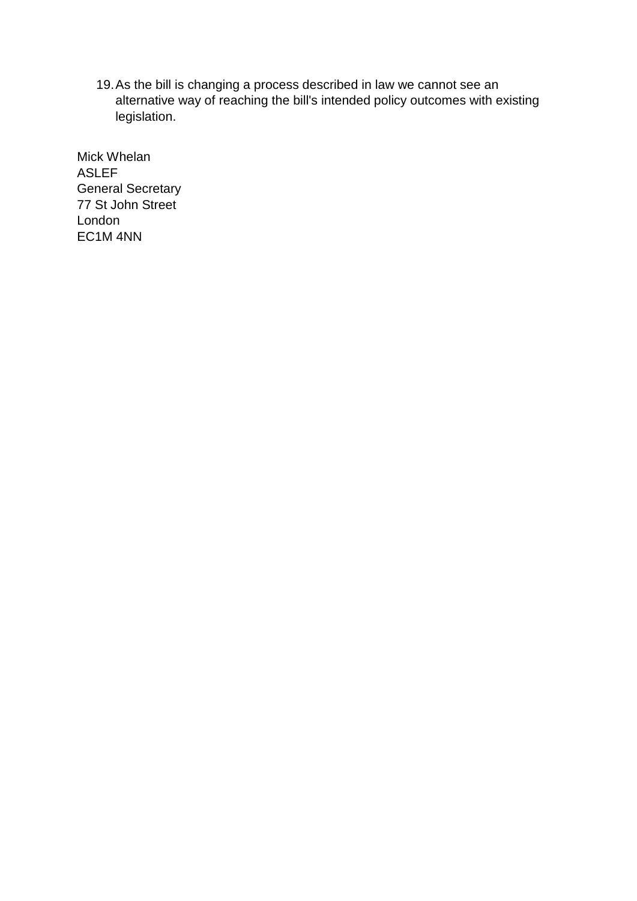19. As the bill is changing a process described in law we cannot see an alternative way of reaching the bill's intended policy outcomes with existing legislation.

Mick Whelan
ASLEF
General Secretary
77 St John Street
London
EC1M 4NN